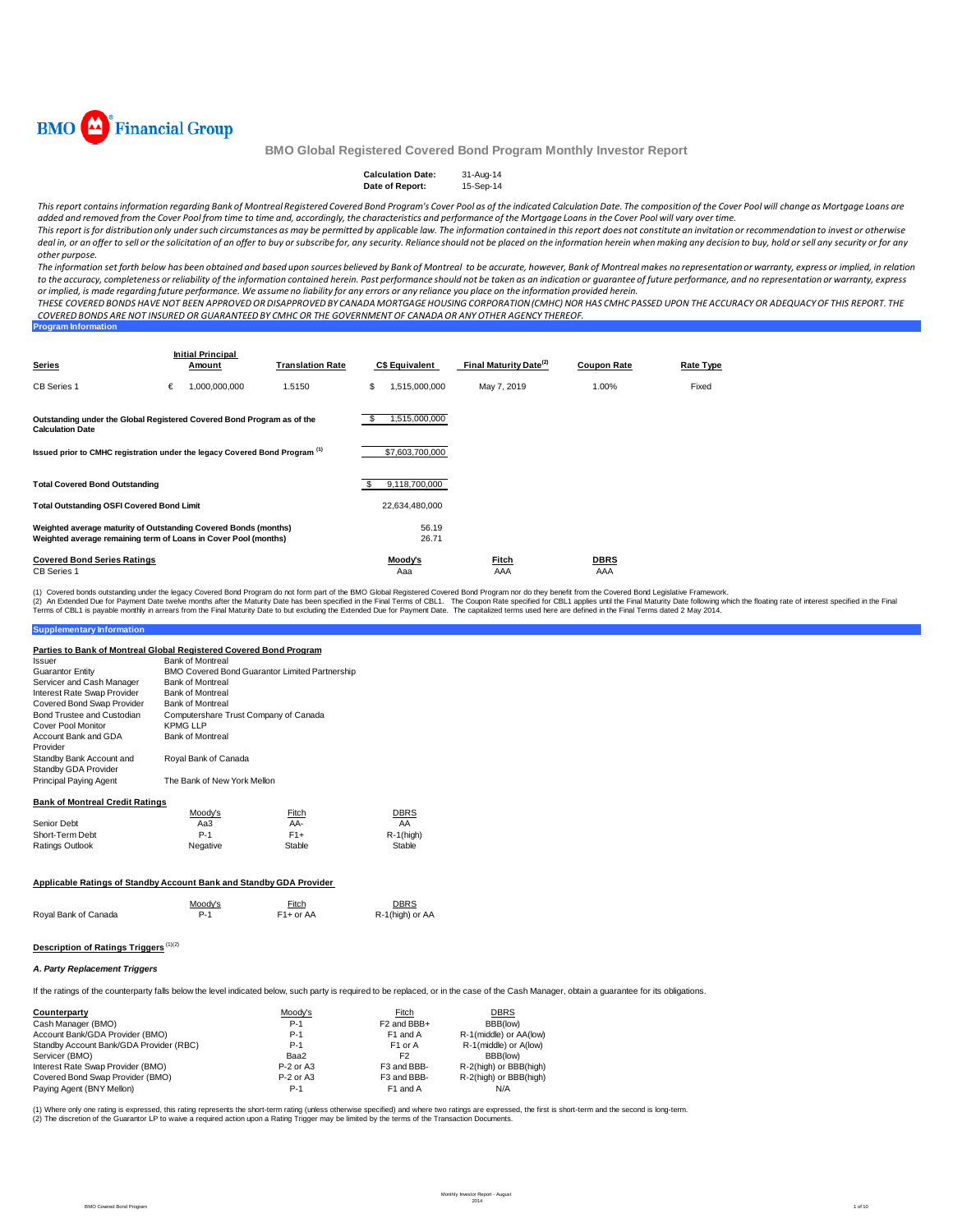BMO Financial Group

# BMO Global Registered Covered Bond Program Monthly Investor Report

**Calculation Date:** 31-Aug-14
**Date of Report:** 15-Sep-14

*This report contains information regarding Bank of Montreal Registered Covered Bond Program's Cover Pool as of the indicated Calculation Date. The composition of the Cover Pool will change as Mortgage Loans are added and removed from the Cover Pool from time to time and, accordingly, the characteristics and performance of the Mortgage Loans in the Cover Pool will vary over time.*
*This report is for distribution only under such circumstances as may be permitted by applicable law. The information contained in this report does not constitute an invitation or recommendation to invest or otherwise deal in, or an offer to sell or the solicitation of an offer to buy or subscribe for, any security. Reliance should not be placed on the information herein when making any decision to buy, hold or sell any security or for any other purpose.*
*The information set forth below has been obtained and based upon sources believed by Bank of Montreal to be accurate, however, Bank of Montreal makes no representation or warranty, express or implied, in relation to the accuracy, completeness or reliability of the information contained herein. Past performance should not be taken as an indication or guarantee of future performance, and no representation or warranty, express or implied, is made regarding future performance. We assume no liability for any errors or any reliance you place on the information provided herein.*
*THESE COVERED BONDS HAVE NOT BEEN APPROVED OR DISAPPROVED BY CANADA MORTGAGE HOUSING CORPORATION (CMHC) NOR HAS CMHC PASSED UPON THE ACCURACY OR ADEQUACY OF THIS REPORT. THE COVERED BONDS ARE NOT INSURED OR GUARANTEED BY CMHC OR THE GOVERNMENT OF CANADA OR ANY OTHER AGENCY THEREOF.*

## Program Information

| Series | Initial Principal Amount | Translation Rate | C$ Equivalent | Final Maturity Date[2] | Coupon Rate | Rate Type |
|---|---|---|---|---|---|---|
| CB Series 1 | € 1,000,000,000 | 1.5150 | $ 1,515,000,000 | May 7, 2019 | 1.00% | Fixed |

| | |
|---|---|
| Outstanding under the Global Registered Covered Bond Program as of the Calculation Date | $ 1,515,000,000 |
| Issued prior to CMHC registration under the legacy Covered Bond Program [1] | $7,603,700,000 |
| **Total Covered Bond Outstanding** | $ 9,118,700,000 |
| **Total Outstanding OSFI Covered Bond Limit** | 22,634,480,000 |
| **Weighted average maturity of Outstanding Covered Bonds (months)** | 56.19 |
| **Weighted average remaining term of Loans in Cover Pool (months)** | 26.71 |

| Covered Bond Series Ratings | Moody's | Fitch | DBRS |
|---|---|---|---|
| CB Series 1 | Aaa | AAA | AAA |

(1) Covered bonds outstanding under the legacy Covered Bond Program do not form part of the BMO Global Registered Covered Bond Program nor do they benefit from the Covered Bond Legislative Framework.
(2) An Extended Due for Payment Date twelve months after the Maturity Date has been specified in the Final Terms of CBL1. The Coupon Rate specified for CBL1 applies until the Final Maturity Date following which the floating rate of interest specified in the Final Terms of CBL1 is payable monthly in arrears from the Final Maturity Date to but excluding the Extended Due for Payment Date. The capitalized terms used here are defined in the Final Terms dated 2 May 2014.

## Supplementary Information

### Parties to Bank of Montreal Global Registered Covered Bond Program

| | |
|---|---|
| Issuer | Bank of Montreal |
| Guarantor Entity | BMO Covered Bond Guarantor Limited Partnership |
| Servicer and Cash Manager | Bank of Montreal |
| Interest Rate Swap Provider | Bank of Montreal |
| Covered Bond Swap Provider | Bank of Montreal |
| Bond Trustee and Custodian | Computershare Trust Company of Canada |
| Cover Pool Monitor | KPMG LLP |
| Account Bank and GDA Provider | Bank of Montreal |
| Standby Bank Account and Standby GDA Provider | Royal Bank of Canada |
| Principal Paying Agent | The Bank of New York Mellon |

### Bank of Montreal Credit Ratings

| | Moody's | Fitch | DBRS |
|---|---|---|---|
| Senior Debt | Aa3 | AA- | AA |
| Short-Term Debt | P-1 | F1+ | R-1(high) |
| Ratings Outlook | Negative | Stable | Stable |

### Applicable Ratings of Standby Account Bank and Standby GDA Provider

| | Moody's | Fitch | DBRS |
|---|---|---|---|
| Royal Bank of Canada | P-1 | F1+ or AA | R-1(high) or AA |

### Description of Ratings Triggers [1][2]

#### *A. Party Replacement Triggers*

If the ratings of the counterparty falls below the level indicated below, such party is required to be replaced, or in the case of the Cash Manager, obtain a guarantee for its obligations.

| Counterparty | Moody's | Fitch | DBRS |
|---|---|---|---|
| Cash Manager (BMO) | P-1 | F2 and BBB+ | BBB(low) |
| Account Bank/GDA Provider (BMO) | P-1 | F1 and A | R-1(middle) or AA(low) |
| Standby Account Bank/GDA Provider (RBC) | P-1 | F1 or A | R-1(middle) or A(low) |
| Servicer (BMO) | Baa2 | F2 | BBB(low) |
| Interest Rate Swap Provider (BMO) | P-2 or A3 | F3 and BBB- | R-2(high) or BBB(high) |
| Covered Bond Swap Provider (BMO) | P-2 or A3 | F3 and BBB- | R-2(high) or BBB(high) |
| Paying Agent (BNY Mellon) | P-1 | F1 and A | N/A |

(1) Where only one rating is expressed, this rating represents the short-term rating (unless otherwise specified) and where two ratings are expressed, the first is short-term and the second is long-term.
(2) The discretion of the Guarantor LP to waive a required action upon a Rating Trigger may be limited by the terms of the Transaction Documents.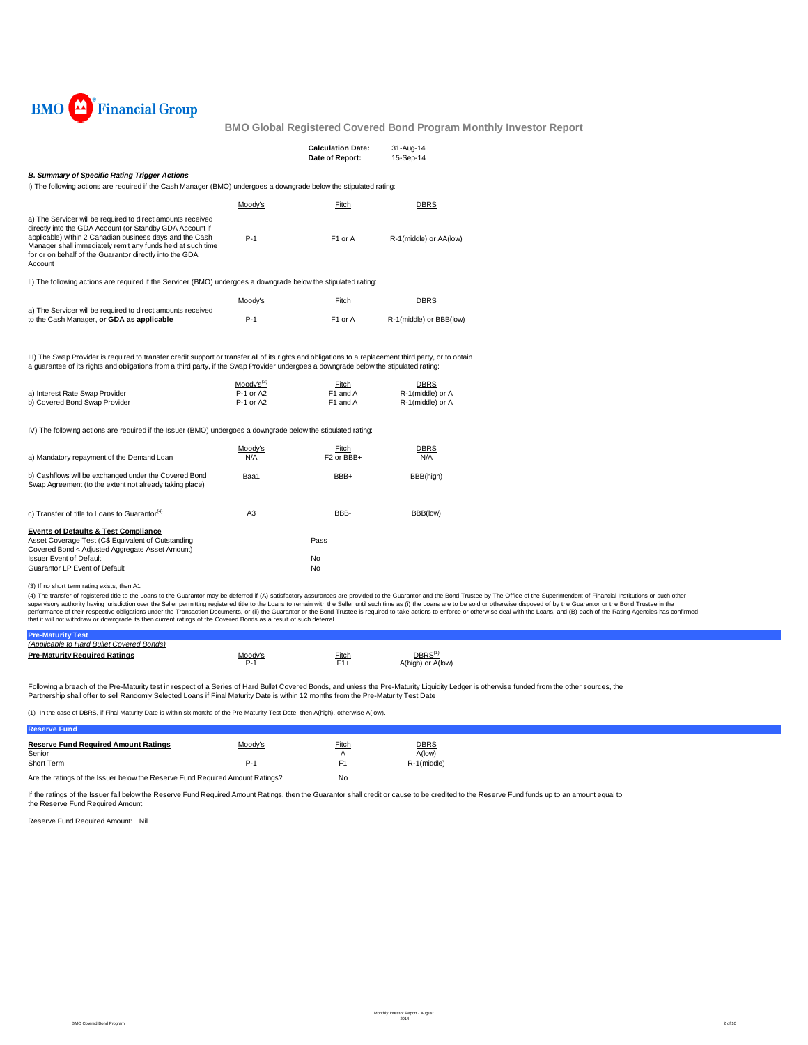# BMO Global Registered Covered Bond Program Monthly Investor Report

| | |
|---|---|
| **Calculation Date:** | 31-Aug-14 |
| **Date of Report:** | 15-Sep-14 |

### *B. Summary of Specific Rating Trigger Actions*

I) The following actions are required if the Cash Manager (BMO) undergoes a downgrade below the stipulated rating:

| | Moody's | Fitch | DBRS |
|---|---|---|---|
| a) The Servicer will be required to direct amounts received directly into the GDA Account (or Standby GDA Account if applicable) within 2 Canadian business days and the Cash Manager shall immediately remit any funds held at such time for or on behalf of the Guarantor directly into the GDA Account | P-1 | F1 or A | R-1(middle) or AA(low) |

II) The following actions are required if the Servicer (BMO) undergoes a downgrade below the stipulated rating:

| | Moody's | Fitch | DBRS |
|---|---|---|---|
| a) The Servicer will be required to direct amounts received to the Cash Manager, **or GDA as applicable** | P-1 | F1 or A | R-1(middle) or BBB(low) |

III) The Swap Provider is required to transfer credit support or transfer all of its rights and obligations to a replacement third party, or to obtain a guarantee of its rights and obligations from a third party, if the Swap Provider undergoes a downgrade below the stipulated rating:

| | Moody's[3] | Fitch | DBRS |
|---|---|---|---|
| a) Interest Rate Swap Provider | P-1 or A2 | F1 and A | R-1(middle) or A |
| b) Covered Bond Swap Provider | P-1 or A2 | F1 and A | R-1(middle) or A |

IV) The following actions are required if the Issuer (BMO) undergoes a downgrade below the stipulated rating:

| | Moody's | Fitch | DBRS |
|---|---|---|---|
| a) Mandatory repayment of the Demand Loan | N/A | F2 or BBB+ | N/A |
| b) Cashflows will be exchanged under the Covered Bond Swap Agreement (to the extent not already taking place) | Baa1 | BBB+ | BBB(high) |
| c) Transfer of title to Loans to Guarantor[4] | A3 | BBB- | BBB(low) |

**Events of Defaults & Test Compliance**

| | |
|---|---|
| Asset Coverage Test (C$ Equivalent of Outstanding Covered Bond < Adjusted Aggregate Asset Amount) | Pass |
| Issuer Event of Default | No |
| Guarantor LP Event of Default | No |

(3) If no short term rating exists, then A1

(4) The transfer of registered title to the Loans to the Guarantor may be deferred if (A) satisfactory assurances are provided to the Guarantor and the Bond Trustee by The Office of the Superintendent of Financial Institutions or such other supervisory authority having jurisdiction over the Seller permitting registered title to the Loans to remain with the Seller until such time as (i) the Loans are to be sold or otherwise disposed of by the Guarantor or the Bond Trustee in the performance of their respective obligations under the Transaction Documents, or (ii) the Guarantor or the Bond Trustee is required to take actions to enforce or otherwise deal with the Loans, and (B) each of the Rating Agencies has confirmed that it will not withdraw or downgrade its then current ratings of the Covered Bonds as a result of such deferral.

## Pre-Maturity Test

*(Applicable to Hard Bullet Covered Bonds)*

| Pre-Maturity Required Ratings | Moody's | Fitch | DBRS[1] |
|---|---|---|---|
| | P-1 | F1+ | A(high) or A(low) |

Following a breach of the Pre-Maturity test in respect of a Series of Hard Bullet Covered Bonds, and unless the Pre-Maturity Liquidity Ledger is otherwise funded from the other sources, the Partnership shall offer to sell Randomly Selected Loans if Final Maturity Date is within 12 months from the Pre-Maturity Test Date

(1) In the case of DBRS, if Final Maturity Date is within six months of the Pre-Maturity Test Date, then A(high), otherwise A(low).

## Reserve Fund

| Reserve Fund Required Amount Ratings | Moody's | Fitch | DBRS |
|---|---|---|---|
| Senior | | A | A(low) |
| Short Term | P-1 | F1 | R-1(middle) |

Are the ratings of the Issuer below the Reserve Fund Required Amount Ratings? No

If the ratings of the Issuer fall below the Reserve Fund Required Amount Ratings, then the Guarantor shall credit or cause to be credited to the Reserve Fund funds up to an amount equal to the Reserve Fund Required Amount.

Reserve Fund Required Amount: Nil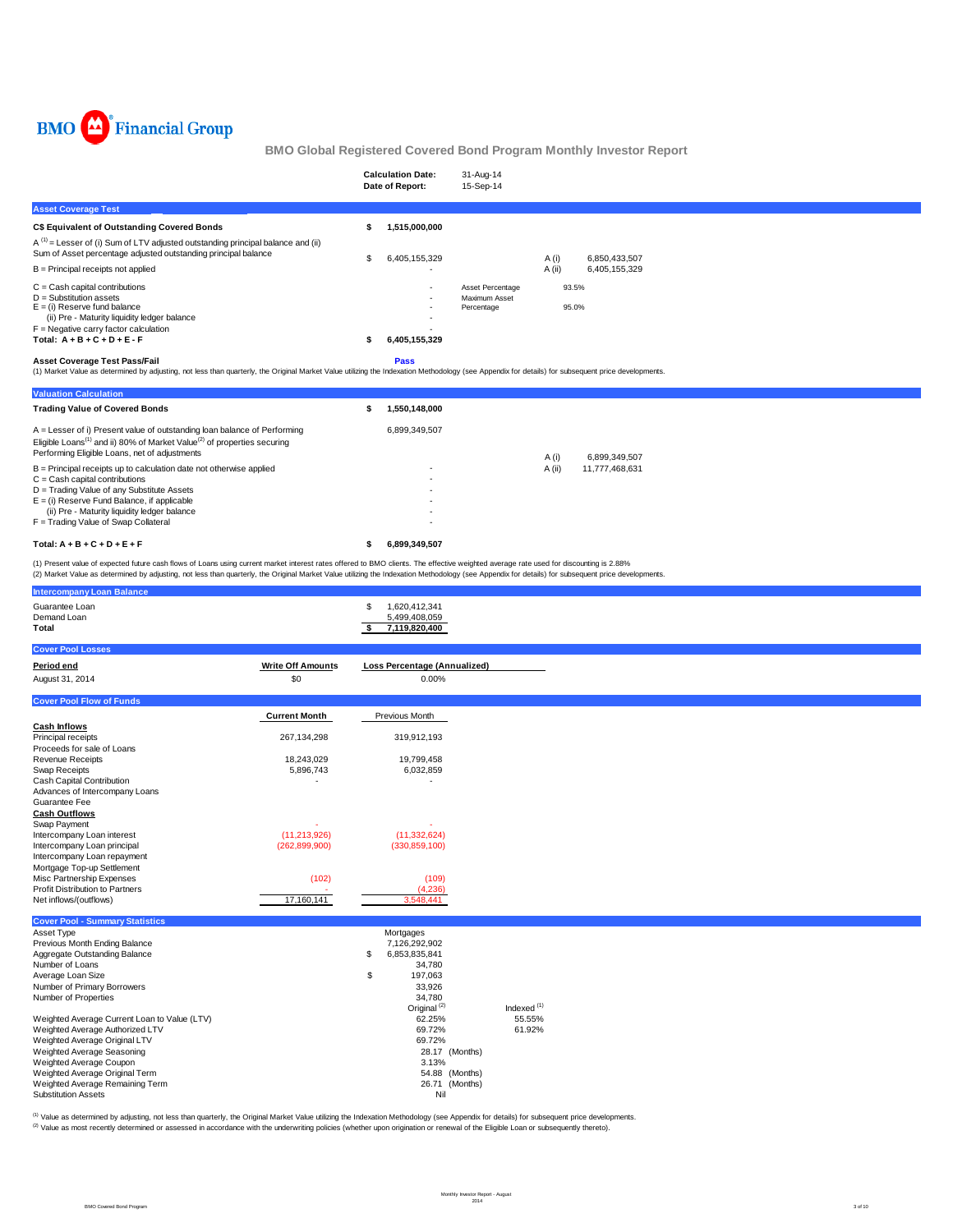BMO Financial Group

# BMO Global Registered Covered Bond Program Monthly Investor Report

| | |
|---|---|
| **Calculation Date:** | 31-Aug-14 |
| **Date of Report:** | 15-Sep-14 |

## Asset Coverage Test

| | | | | |
|---|---|---|---|---|
| **C$ Equivalent of Outstanding Covered Bonds** | **$ 1,515,000,000** | | | |
| A [1] = Lesser of (i) Sum of LTV adjusted outstanding principal balance and (ii) Sum of Asset percentage adjusted outstanding principal balance | $ 6,405,155,329 | | A (i) | 6,850,433,507 |
| B = Principal receipts not applied | - | | A (ii) | 6,405,155,329 |
| C = Cash capital contributions | - | Asset Percentage | 93.5% | |
| D = Substitution assets | - | Maximum Asset Percentage | 95.0% | |
| E = (i) Reserve fund balance | - | | | |
| (ii) Pre - Maturity liquidity ledger balance | - | | | |
| F = Negative carry factor calculation | - | | | |
| **Total: A + B + C + D + E - F** | **$ 6,405,155,329** | | | |
| **Asset Coverage Test Pass/Fail** | **Pass** | | | |

(1) Market Value as determined by adjusting, not less than quarterly, the Original Market Value utilizing the Indexation Methodology (see Appendix for details) for subsequent price developments.

## Valuation Calculation

| | | | |
|---|---|---|---|
| **Trading Value of Covered Bonds** | **$ 1,550,148,000** | | |
| A = Lesser of i) Present value of outstanding loan balance of Performing Eligible Loans[1] and ii) 80% of Market Value[2] of properties securing Performing Eligible Loans, net of adjustments | 6,899,349,507 | A (i) | 6,899,349,507 |
| B = Principal receipts up to calculation date not otherwise applied | - | A (ii) | 11,777,468,631 |
| C = Cash capital contributions | - | | |
| D = Trading Value of any Substitute Assets | - | | |
| E = (i) Reserve Fund Balance, if applicable | - | | |
| (ii) Pre - Maturity liquidity ledger balance | - | | |
| F = Trading Value of Swap Collateral | - | | |
| **Total: A + B + C + D + E + F** | **$ 6,899,349,507** | | |

(1) Present value of expected future cash flows of Loans using current market interest rates offered to BMO clients. The effective weighted average rate used for discounting is 2.88%
(2) Market Value as determined by adjusting, not less than quarterly, the Original Market Value utilizing the Indexation Methodology (see Appendix for details) for subsequent price developments.

## Intercompany Loan Balance

| | |
|---|---|
| Guarantee Loan | $ 1,620,412,341 |
| Demand Loan | 5,499,408,059 |
| **Total** | **$ 7,119,820,400** |

## Cover Pool Losses

| Period end | Write Off Amounts | Loss Percentage (Annualized) |
|---|---|---|
| August 31, 2014 | $0 | 0.00% |

## Cover Pool Flow of Funds

| | Current Month | Previous Month |
|---|---|---|
| **Cash Inflows** | | |
| Principal receipts | 267,134,298 | 319,912,193 |
| Proceeds for sale of Loans | | |
| Revenue Receipts | 18,243,029 | 19,799,458 |
| Swap Receipts | 5,896,743 | 6,032,859 |
| Cash Capital Contribution | - | - |
| Advances of Intercompany Loans | | |
| Guarantee Fee | | |
| **Cash Outflows** | | |
| Swap Payment | - | - |
| Intercompany Loan interest | (11,213,926) | (11,332,624) |
| Intercompany Loan principal | (262,899,900) | (330,859,100) |
| Intercompany Loan repayment | | |
| Mortgage Top-up Settlement | | |
| Misc Partnership Expenses | (102) | (109) |
| Profit Distribution to Partners | - | (4,236) |
| Net inflows/(outflows) | 17,160,141 | 3,548,441 |

## Cover Pool - Summary Statistics

| | | |
|---|---|---|
| Asset Type | Mortgages | |
| Previous Month Ending Balance | 7,126,292,902 | |
| Aggregate Outstanding Balance | $ 6,853,835,841 | |
| Number of Loans | 34,780 | |
| Average Loan Size | $ 197,063 | |
| Number of Primary Borrowers | 33,926 | |
| Number of Properties | 34,780 | |
| | Original [2] | Indexed [1] |
| Weighted Average Current Loan to Value (LTV) | 62.25% | 55.55% |
| Weighted Average Authorized LTV | 69.72% | 61.92% |
| Weighted Average Original LTV | 69.72% | |
| Weighted Average Seasoning | 28.17 (Months) | |
| Weighted Average Coupon | 3.13% | |
| Weighted Average Original Term | 54.88 (Months) | |
| Weighted Average Remaining Term | 26.71 (Months) | |
| Substitution Assets | Nil | |

[1] Value as determined by adjusting, not less than quarterly, the Original Market Value utilizing the Indexation Methodology (see Appendix for details) for subsequent price developments.
[2] Value as most recently determined or assessed in accordance with the underwriting policies (whether upon origination or renewal of the Eligible Loan or subsequently thereto).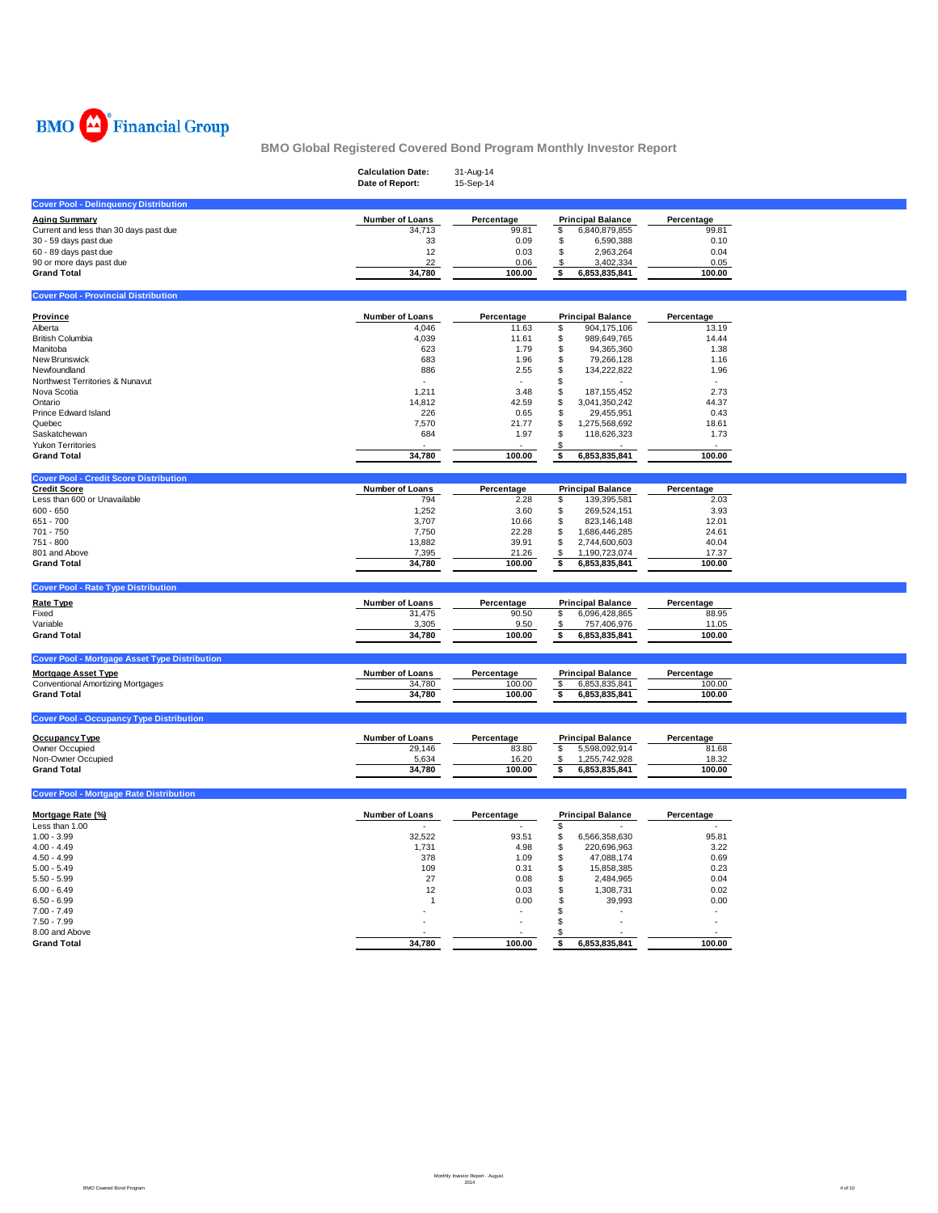BMO Financial Group

# BMO Global Registered Covered Bond Program Monthly Investor Report

**Calculation Date:** 31-Aug-14
**Date of Report:** 15-Sep-14

## Cover Pool - Delinquency Distribution

| Aging Summary | Number of Loans | Percentage | Principal Balance | Percentage |
|---|---|---|---|---|
| Current and less than 30 days past due | 34,713 | 99.81 | $ 6,840,879,855 | 99.81 |
| 30 - 59 days past due | 33 | 0.09 | $ 6,590,388 | 0.10 |
| 60 - 89 days past due | 12 | 0.03 | $ 2,963,264 | 0.04 |
| 90 or more days past due | 22 | 0.06 | $ 3,402,334 | 0.05 |
| **Grand Total** | **34,780** | **100.00** | **$ 6,853,835,841** | **100.00** |

## Cover Pool - Provincial Distribution

| Province | Number of Loans | Percentage | Principal Balance | Percentage |
|---|---|---|---|---|
| Alberta | 4,046 | 11.63 | $ 904,175,106 | 13.19 |
| British Columbia | 4,039 | 11.61 | $ 989,649,765 | 14.44 |
| Manitoba | 623 | 1.79 | $ 94,365,360 | 1.38 |
| New Brunswick | 683 | 1.96 | $ 79,266,128 | 1.16 |
| Newfoundland | 886 | 2.55 | $ 134,222,822 | 1.96 |
| Northwest Territories & Nunavut | - | - | $ - | - |
| Nova Scotia | 1,211 | 3.48 | $ 187,155,452 | 2.73 |
| Ontario | 14,812 | 42.59 | $ 3,041,350,242 | 44.37 |
| Prince Edward Island | 226 | 0.65 | $ 29,455,951 | 0.43 |
| Quebec | 7,570 | 21.77 | $ 1,275,568,692 | 18.61 |
| Saskatchewan | 684 | 1.97 | $ 118,626,323 | 1.73 |
| Yukon Territories | - | - | $ - | - |
| **Grand Total** | **34,780** | **100.00** | **$ 6,853,835,841** | **100.00** |

## Cover Pool - Credit Score Distribution

| Credit Score | Number of Loans | Percentage | Principal Balance | Percentage |
|---|---|---|---|---|
| Less than 600 or Unavailable | 794 | 2.28 | $ 139,395,581 | 2.03 |
| 600 - 650 | 1,252 | 3.60 | $ 269,524,151 | 3.93 |
| 651 - 700 | 3,707 | 10.66 | $ 823,146,148 | 12.01 |
| 701 - 750 | 7,750 | 22.28 | $ 1,686,446,285 | 24.61 |
| 751 - 800 | 13,882 | 39.91 | $ 2,744,600,603 | 40.04 |
| 801 and Above | 7,395 | 21.26 | $ 1,190,723,074 | 17.37 |
| **Grand Total** | **34,780** | **100.00** | **$ 6,853,835,841** | **100.00** |

## Cover Pool - Rate Type Distribution

| Rate Type | Number of Loans | Percentage | Principal Balance | Percentage |
|---|---|---|---|---|
| Fixed | 31,475 | 90.50 | $ 6,096,428,865 | 88.95 |
| Variable | 3,305 | 9.50 | $ 757,406,976 | 11.05 |
| **Grand Total** | **34,780** | **100.00** | **$ 6,853,835,841** | **100.00** |

## Cover Pool - Mortgage Asset Type Distribution

| Mortgage Asset Type | Number of Loans | Percentage | Principal Balance | Percentage |
|---|---|---|---|---|
| Conventional Amortizing Mortgages | 34,780 | 100.00 | $ 6,853,835,841 | 100.00 |
| **Grand Total** | **34,780** | **100.00** | **$ 6,853,835,841** | **100.00** |

## Cover Pool - Occupancy Type Distribution

| Occupancy Type | Number of Loans | Percentage | Principal Balance | Percentage |
|---|---|---|---|---|
| Owner Occupied | 29,146 | 83.80 | $ 5,598,092,914 | 81.68 |
| Non-Owner Occupied | 5,634 | 16.20 | $ 1,255,742,928 | 18.32 |
| **Grand Total** | **34,780** | **100.00** | **$ 6,853,835,841** | **100.00** |

## Cover Pool - Mortgage Rate Distribution

| Mortgage Rate (%) | Number of Loans | Percentage | Principal Balance | Percentage |
|---|---|---|---|---|
| Less than 1.00 | - | - | $ - | - |
| 1.00 - 3.99 | 32,522 | 93.51 | $ 6,566,358,630 | 95.81 |
| 4.00 - 4.49 | 1,731 | 4.98 | $ 220,696,963 | 3.22 |
| 4.50 - 4.99 | 378 | 1.09 | $ 47,088,174 | 0.69 |
| 5.00 - 5.49 | 109 | 0.31 | $ 15,858,385 | 0.23 |
| 5.50 - 5.99 | 27 | 0.08 | $ 2,484,965 | 0.04 |
| 6.00 - 6.49 | 12 | 0.03 | $ 1,308,731 | 0.02 |
| 6.50 - 6.99 | 1 | 0.00 | $ 39,993 | 0.00 |
| 7.00 - 7.49 | - | - | $ - | - |
| 7.50 - 7.99 | - | - | $ - | - |
| 8.00 and Above | - | - | $ - | - |
| **Grand Total** | **34,780** | **100.00** | **$ 6,853,835,841** | **100.00** |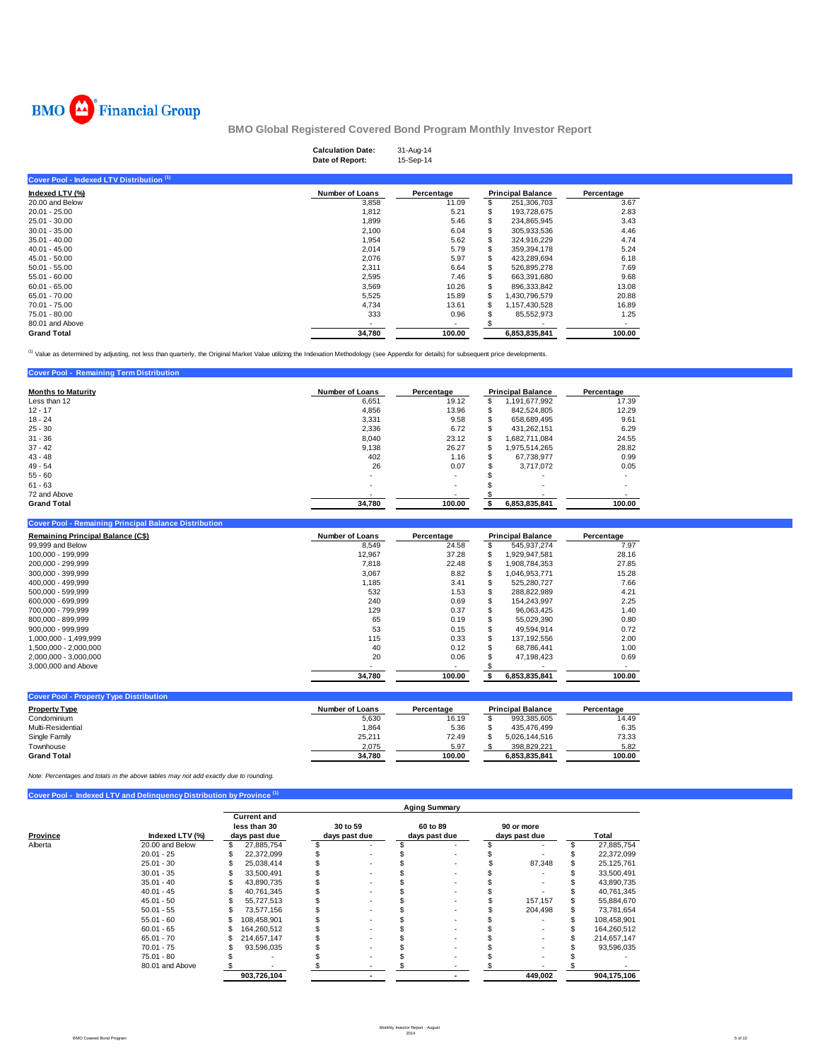BMO Financial Group

# BMO Global Registered Covered Bond Program Monthly Investor Report

**Calculation Date:** 31-Aug-14
**Date of Report:** 15-Sep-14

## Cover Pool - Indexed LTV Distribution [1]

| Indexed LTV (%) | Number of Loans | Percentage | Principal Balance | Percentage |
|---|---|---|---|---|
| 20.00 and Below | 3,858 | 11.09 | $ 251,306,703 | 3.67 |
| 20.01 - 25.00 | 1,812 | 5.21 | $ 193,728,675 | 2.83 |
| 25.01 - 30.00 | 1,899 | 5.46 | $ 234,865,945 | 3.43 |
| 30.01 - 35.00 | 2,100 | 6.04 | $ 305,933,536 | 4.46 |
| 35.01 - 40.00 | 1,954 | 5.62 | $ 324,916,229 | 4.74 |
| 40.01 - 45.00 | 2,014 | 5.79 | $ 359,394,178 | 5.24 |
| 45.01 - 50.00 | 2,076 | 5.97 | $ 423,289,694 | 6.18 |
| 50.01 - 55.00 | 2,311 | 6.64 | $ 526,895,278 | 7.69 |
| 55.01 - 60.00 | 2,595 | 7.46 | $ 663,391,680 | 9.68 |
| 60.01 - 65.00 | 3,569 | 10.26 | $ 896,333,842 | 13.08 |
| 65.01 - 70.00 | 5,525 | 15.89 | $ 1,430,796,579 | 20.88 |
| 70.01 - 75.00 | 4,734 | 13.61 | $ 1,157,430,528 | 16.89 |
| 75.01 - 80.00 | 333 | 0.96 | $ 85,552,973 | 1.25 |
| 80.01 and Above | - | - | $ - | - |
| **Grand Total** | **34,780** | **100.00** | **6,853,835,841** | **100.00** |

[1] Value as determined by adjusting, not less than quarterly, the Original Market Value utilizing the Indexation Methodology (see Appendix for details) for subsequent price developments.

## Cover Pool - Remaining Term Distribution

| Months to Maturity | Number of Loans | Percentage | Principal Balance | Percentage |
|---|---|---|---|---|
| Less than 12 | 6,651 | 19.12 | $ 1,191,677,992 | 17.39 |
| 12 - 17 | 4,856 | 13.96 | $ 842,524,805 | 12.29 |
| 18 - 24 | 3,331 | 9.58 | $ 658,689,495 | 9.61 |
| 25 - 30 | 2,336 | 6.72 | $ 431,262,151 | 6.29 |
| 31 - 36 | 8,040 | 23.12 | $ 1,682,711,084 | 24.55 |
| 37 - 42 | 9,138 | 26.27 | $ 1,975,514,265 | 28.82 |
| 43 - 48 | 402 | 1.16 | $ 67,738,977 | 0.99 |
| 49 - 54 | 26 | 0.07 | $ 3,717,072 | 0.05 |
| 55 - 60 | - | - | $ - | - |
| 61 - 63 | - | - | $ - | - |
| 72 and Above | - | - | $ - | - |
| **Grand Total** | **34,780** | **100.00** | **$ 6,853,835,841** | **100.00** |

## Cover Pool - Remaining Principal Balance Distribution

| Remaining Principal Balance (C$) | Number of Loans | Percentage | Principal Balance | Percentage |
|---|---|---|---|---|
| 99,999 and Below | 8,549 | 24.58 | $ 545,937,274 | 7.97 |
| 100,000 - 199,999 | 12,967 | 37.28 | $ 1,929,947,581 | 28.16 |
| 200,000 - 299,999 | 7,818 | 22.48 | $ 1,908,784,353 | 27.85 |
| 300,000 - 399,999 | 3,067 | 8.82 | $ 1,046,953,771 | 15.28 |
| 400,000 - 499,999 | 1,185 | 3.41 | $ 525,280,727 | 7.66 |
| 500,000 - 599,999 | 532 | 1.53 | $ 288,822,989 | 4.21 |
| 600,000 - 699,999 | 240 | 0.69 | $ 154,243,997 | 2.25 |
| 700,000 - 799,999 | 129 | 0.37 | $ 96,063,425 | 1.40 |
| 800,000 - 899,999 | 65 | 0.19 | $ 55,029,390 | 0.80 |
| 900,000 - 999,999 | 53 | 0.15 | $ 49,594,914 | 0.72 |
| 1,000,000 - 1,499,999 | 115 | 0.33 | $ 137,192,556 | 2.00 |
| 1,500,000 - 2,000,000 | 40 | 0.12 | $ 68,786,441 | 1.00 |
| 2,000,000 - 3,000,000 | 20 | 0.06 | $ 47,198,423 | 0.69 |
| 3,000,000 and Above | - | - | $ - | - |
| | **34,780** | **100.00** | **$ 6,853,835,841** | **100.00** |

## Cover Pool - Property Type Distribution

| Property Type | Number of Loans | Percentage | Principal Balance | Percentage |
|---|---|---|---|---|
| Condominium | 5,630 | 16.19 | $ 993,385,605 | 14.49 |
| Multi-Residential | 1,864 | 5.36 | $ 435,476,499 | 6.35 |
| Single Family | 25,211 | 72.49 | $ 5,026,144,516 | 73.33 |
| Townhouse | 2,075 | 5.97 | $ 398,829,221 | 5.82 |
| **Grand Total** | **34,780** | **100.00** | **6,853,835,841** | **100.00** |

*Note: Percentages and totals in the above tables may not add exactly due to rounding.*

## Cover Pool - Indexed LTV and Delinquency Distribution by Province [1]

| | | Aging Summary | | | | |
|---|---|---|---|---|---|---|
| Province | Indexed LTV (%) | Current and less than 30 days past due | 30 to 59 days past due | 60 to 89 days past due | 90 or more days past due | Total |
| Alberta | 20.00 and Below | $ 27,885,754 | $ - | $ - | $ - | $ 27,885,754 |
| | 20.01 - 25 | $ 22,372,099 | $ - | $ - | $ - | $ 22,372,099 |
| | 25.01 - 30 | $ 25,038,414 | $ - | $ - | $ 87,348 | $ 25,125,761 |
| | 30.01 - 35 | $ 33,500,491 | $ - | $ - | $ - | $ 33,500,491 |
| | 35.01 - 40 | $ 43,890,735 | $ - | $ - | $ - | $ 43,890,735 |
| | 40.01 - 45 | $ 40,761,345 | $ - | $ - | $ - | $ 40,761,345 |
| | 45.01 - 50 | $ 55,727,513 | $ - | $ - | $ 157,157 | $ 55,884,670 |
| | 50.01 - 55 | $ 73,577,156 | $ - | $ - | $ 204,498 | $ 73,781,654 |
| | 55.01 - 60 | $ 108,458,901 | $ - | $ - | $ - | $ 108,458,901 |
| | 60.01 - 65 | $ 164,260,512 | $ - | $ - | $ - | $ 164,260,512 |
| | 65.01 - 70 | $ 214,657,147 | $ - | $ - | $ - | $ 214,657,147 |
| | 70.01 - 75 | $ 93,596,035 | $ - | $ - | $ - | $ 93,596,035 |
| | 75.01 - 80 | $ - | $ - | $ - | $ - | $ - |
| | 80.01 and Above | $ - | $ - | $ - | $ - | $ - |
| | | **903,726,104** | **-** | **-** | **449,002** | **904,175,106** |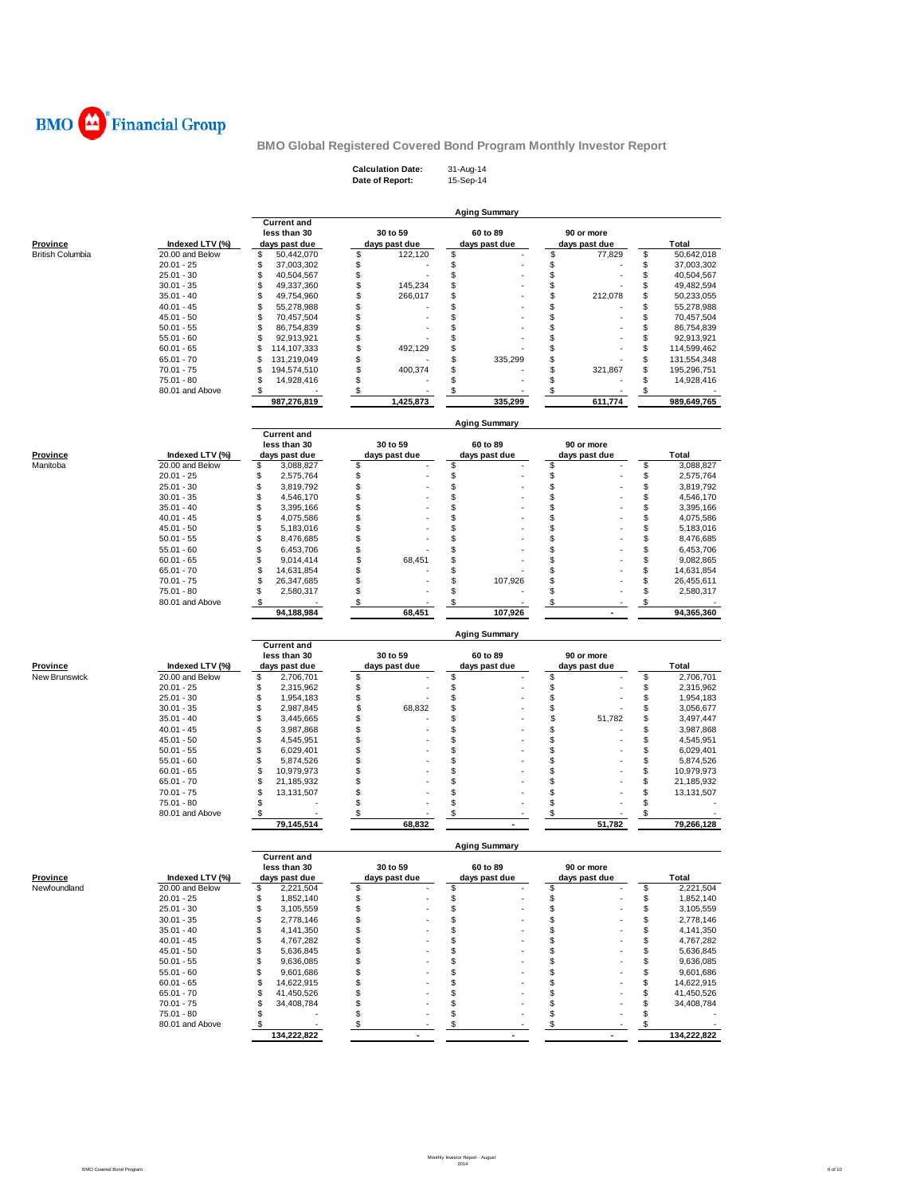BMO Financial Group

## BMO Global Registered Covered Bond Program Monthly Investor Report

**Calculation Date:** 31-Aug-14
**Date of Report:** 15-Sep-14

### Aging Summary

| Province | Indexed LTV (%) | Current and less than 30 days past due | 30 to 59 days past due | 60 to 89 days past due | 90 or more days past due | Total |
|---|---|---|---|---|---|---|
| British Columbia | 20.00 and Below | $ 50,442,070 | $ 122,120 | $ - | $ 77,829 | $ 50,642,018 |
| | 20.01 - 25 | $ 37,003,302 | $ - | $ - | $ - | $ 37,003,302 |
| | 25.01 - 30 | $ 40,504,567 | $ - | $ - | $ - | $ 40,504,567 |
| | 30.01 - 35 | $ 49,337,360 | $ 145,234 | $ - | $ - | $ 49,482,594 |
| | 35.01 - 40 | $ 49,754,960 | $ 266,017 | $ - | $ 212,078 | $ 50,233,055 |
| | 40.01 - 45 | $ 55,278,988 | $ - | $ - | $ - | $ 55,278,988 |
| | 45.01 - 50 | $ 70,457,504 | $ - | $ - | $ - | $ 70,457,504 |
| | 50.01 - 55 | $ 86,754,839 | $ - | $ - | $ - | $ 86,754,839 |
| | 55.01 - 60 | $ 92,913,921 | $ - | $ - | $ - | $ 92,913,921 |
| | 60.01 - 65 | $ 114,107,333 | $ 492,129 | $ - | $ - | $ 114,599,462 |
| | 65.01 - 70 | $ 131,219,049 | $ - | $ 335,299 | $ - | $ 131,554,348 |
| | 70.01 - 75 | $ 194,574,510 | $ 400,374 | $ - | $ 321,867 | $ 195,296,751 |
| | 75.01 - 80 | $ 14,928,416 | $ - | $ - | $ - | $ 14,928,416 |
| | 80.01 and Above | $ - | $ - | $ - | $ - | $ - |
| | | 987,276,819 | 1,425,873 | 335,299 | 611,774 | 989,649,765 |

### Aging Summary

| Province | Indexed LTV (%) | Current and less than 30 days past due | 30 to 59 days past due | 60 to 89 days past due | 90 or more days past due | Total |
|---|---|---|---|---|---|---|
| Manitoba | 20.00 and Below | $ 3,088,827 | $ - | $ - | $ - | $ 3,088,827 |
| | 20.01 - 25 | $ 2,575,764 | $ - | $ - | $ - | $ 2,575,764 |
| | 25.01 - 30 | $ 3,819,792 | $ - | $ - | $ - | $ 3,819,792 |
| | 30.01 - 35 | $ 4,546,170 | $ - | $ - | $ - | $ 4,546,170 |
| | 35.01 - 40 | $ 3,395,166 | $ - | $ - | $ - | $ 3,395,166 |
| | 40.01 - 45 | $ 4,075,586 | $ - | $ - | $ - | $ 4,075,586 |
| | 45.01 - 50 | $ 5,183,016 | $ - | $ - | $ - | $ 5,183,016 |
| | 50.01 - 55 | $ 8,476,685 | $ - | $ - | $ - | $ 8,476,685 |
| | 55.01 - 60 | $ 6,453,706 | $ - | $ - | $ - | $ 6,453,706 |
| | 60.01 - 65 | $ 9,014,414 | $ 68,451 | $ - | $ - | $ 9,082,865 |
| | 65.01 - 70 | $ 14,631,854 | $ - | $ - | $ - | $ 14,631,854 |
| | 70.01 - 75 | $ 26,347,685 | $ - | $ 107,926 | $ - | $ 26,455,611 |
| | 75.01 - 80 | $ 2,580,317 | $ - | $ - | $ - | $ 2,580,317 |
| | 80.01 and Above | $ - | $ - | $ - | $ - | $ - |
| | | 94,188,984 | 68,451 | 107,926 | - | 94,365,360 |

### Aging Summary

| Province | Indexed LTV (%) | Current and less than 30 days past due | 30 to 59 days past due | 60 to 89 days past due | 90 or more days past due | Total |
|---|---|---|---|---|---|---|
| New Brunswick | 20.00 and Below | $ 2,706,701 | $ - | $ - | $ - | $ 2,706,701 |
| | 20.01 - 25 | $ 2,315,962 | $ - | $ - | $ - | $ 2,315,962 |
| | 25.01 - 30 | $ 1,954,183 | $ - | $ - | $ - | $ 1,954,183 |
| | 30.01 - 35 | $ 2,987,845 | $ 68,832 | $ - | $ - | $ 3,056,677 |
| | 35.01 - 40 | $ 3,445,665 | $ - | $ - | $ 51,782 | $ 3,497,447 |
| | 40.01 - 45 | $ 3,987,868 | $ - | $ - | $ - | $ 3,987,868 |
| | 45.01 - 50 | $ 4,545,951 | $ - | $ - | $ - | $ 4,545,951 |
| | 50.01 - 55 | $ 6,029,401 | $ - | $ - | $ - | $ 6,029,401 |
| | 55.01 - 60 | $ 5,874,526 | $ - | $ - | $ - | $ 5,874,526 |
| | 60.01 - 65 | $ 10,979,973 | $ - | $ - | $ - | $ 10,979,973 |
| | 65.01 - 70 | $ 21,185,932 | $ - | $ - | $ - | $ 21,185,932 |
| | 70.01 - 75 | $ 13,131,507 | $ - | $ - | $ - | $ 13,131,507 |
| | 75.01 - 80 | $ - | $ - | $ - | $ - | $ - |
| | 80.01 and Above | $ - | $ - | $ - | $ - | $ - |
| | | 79,145,514 | 68,832 | - | 51,782 | 79,266,128 |

### Aging Summary

| Province | Indexed LTV (%) | Current and less than 30 days past due | 30 to 59 days past due | 60 to 89 days past due | 90 or more days past due | Total |
|---|---|---|---|---|---|---|
| Newfoundland | 20.00 and Below | $ 2,221,504 | $ - | $ - | $ - | $ 2,221,504 |
| | 20.01 - 25 | $ 1,852,140 | $ - | $ - | $ - | $ 1,852,140 |
| | 25.01 - 30 | $ 3,105,559 | $ - | $ - | $ - | $ 3,105,559 |
| | 30.01 - 35 | $ 2,778,146 | $ - | $ - | $ - | $ 2,778,146 |
| | 35.01 - 40 | $ 4,141,350 | $ - | $ - | $ - | $ 4,141,350 |
| | 40.01 - 45 | $ 4,767,282 | $ - | $ - | $ - | $ 4,767,282 |
| | 45.01 - 50 | $ 5,636,845 | $ - | $ - | $ - | $ 5,636,845 |
| | 50.01 - 55 | $ 9,636,085 | $ - | $ - | $ - | $ 9,636,085 |
| | 55.01 - 60 | $ 9,601,686 | $ - | $ - | $ - | $ 9,601,686 |
| | 60.01 - 65 | $ 14,622,915 | $ - | $ - | $ - | $ 14,622,915 |
| | 65.01 - 70 | $ 41,450,526 | $ - | $ - | $ - | $ 41,450,526 |
| | 70.01 - 75 | $ 34,408,784 | $ - | $ - | $ - | $ 34,408,784 |
| | 75.01 - 80 | $ - | $ - | $ - | $ - | $ - |
| | 80.01 and Above | $ - | $ - | $ - | $ - | $ - |
| | | 134,222,822 | - | - | - | 134,222,822 |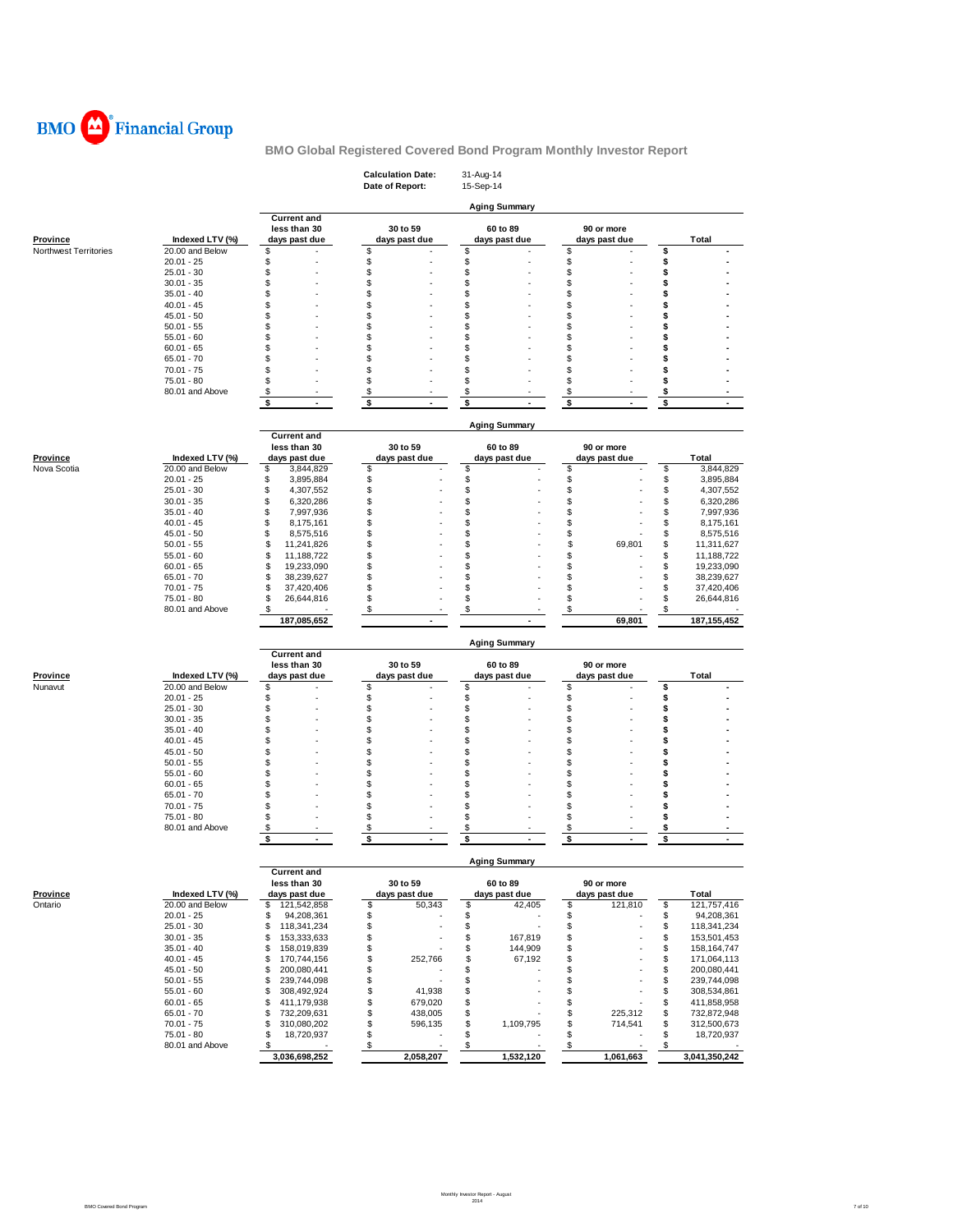BMO Financial Group

## BMO Global Registered Covered Bond Program Monthly Investor Report

**Calculation Date:** 31-Aug-14
**Date of Report:** 15-Sep-14

### Aging Summary

| Province | Indexed LTV (%) | Current and less than 30 days past due | 30 to 59 days past due | 60 to 89 days past due | 90 or more days past due | Total |
|---|---|---|---|---|---|---|
| Northwest Territories | 20.00 and Below | $ - | $ - | $ - | $ - | $ - |
| | 20.01 - 25 | $ - | $ - | $ - | $ - | $ - |
| | 25.01 - 30 | $ - | $ - | $ - | $ - | $ - |
| | 30.01 - 35 | $ - | $ - | $ - | $ - | $ - |
| | 35.01 - 40 | $ - | $ - | $ - | $ - | $ - |
| | 40.01 - 45 | $ - | $ - | $ - | $ - | $ - |
| | 45.01 - 50 | $ - | $ - | $ - | $ - | $ - |
| | 50.01 - 55 | $ - | $ - | $ - | $ - | $ - |
| | 55.01 - 60 | $ - | $ - | $ - | $ - | $ - |
| | 60.01 - 65 | $ - | $ - | $ - | $ - | $ - |
| | 65.01 - 70 | $ - | $ - | $ - | $ - | $ - |
| | 70.01 - 75 | $ - | $ - | $ - | $ - | $ - |
| | 75.01 - 80 | $ - | $ - | $ - | $ - | $ - |
| | 80.01 and Above | $ - | $ - | $ - | $ - | $ - |
| | | $ - | $ - | $ - | $ - | $ - |

### Aging Summary

| Province | Indexed LTV (%) | Current and less than 30 days past due | 30 to 59 days past due | 60 to 89 days past due | 90 or more days past due | Total |
|---|---|---|---|---|---|---|
| Nova Scotia | 20.00 and Below | $ 3,844,829 | $ - | $ - | $ - | $ 3,844,829 |
| | 20.01 - 25 | $ 3,895,884 | $ - | $ - | $ - | $ 3,895,884 |
| | 25.01 - 30 | $ 4,307,552 | $ - | $ - | $ - | $ 4,307,552 |
| | 30.01 - 35 | $ 6,320,286 | $ - | $ - | $ - | $ 6,320,286 |
| | 35.01 - 40 | $ 7,997,936 | $ - | $ - | $ - | $ 7,997,936 |
| | 40.01 - 45 | $ 8,175,161 | $ - | $ - | $ - | $ 8,175,161 |
| | 45.01 - 50 | $ 8,575,516 | $ - | $ - | $ - | $ 8,575,516 |
| | 50.01 - 55 | $ 11,241,826 | $ - | $ - | $ 69,801 | $ 11,311,627 |
| | 55.01 - 60 | $ 11,188,722 | $ - | $ - | $ - | $ 11,188,722 |
| | 60.01 - 65 | $ 19,233,090 | $ - | $ - | $ - | $ 19,233,090 |
| | 65.01 - 70 | $ 38,239,627 | $ - | $ - | $ - | $ 38,239,627 |
| | 70.01 - 75 | $ 37,420,406 | $ - | $ - | $ - | $ 37,420,406 |
| | 75.01 - 80 | $ 26,644,816 | $ - | $ - | $ - | $ 26,644,816 |
| | 80.01 and Above | $ - | $ - | $ - | $ - | $ - |
| | | 187,085,652 | - | - | 69,801 | 187,155,452 |

### Aging Summary

| Province | Indexed LTV (%) | Current and less than 30 days past due | 30 to 59 days past due | 60 to 89 days past due | 90 or more days past due | Total |
|---|---|---|---|---|---|---|
| Nunavut | 20.00 and Below | $ - | $ - | $ - | $ - | $ - |
| | 20.01 - 25 | $ - | $ - | $ - | $ - | $ - |
| | 25.01 - 30 | $ - | $ - | $ - | $ - | $ - |
| | 30.01 - 35 | $ - | $ - | $ - | $ - | $ - |
| | 35.01 - 40 | $ - | $ - | $ - | $ - | $ - |
| | 40.01 - 45 | $ - | $ - | $ - | $ - | $ - |
| | 45.01 - 50 | $ - | $ - | $ - | $ - | $ - |
| | 50.01 - 55 | $ - | $ - | $ - | $ - | $ - |
| | 55.01 - 60 | $ - | $ - | $ - | $ - | $ - |
| | 60.01 - 65 | $ - | $ - | $ - | $ - | $ - |
| | 65.01 - 70 | $ - | $ - | $ - | $ - | $ - |
| | 70.01 - 75 | $ - | $ - | $ - | $ - | $ - |
| | 75.01 - 80 | $ - | $ - | $ - | $ - | $ - |
| | 80.01 and Above | $ - | $ - | $ - | $ - | $ - |
| | | $ - | $ - | $ - | $ - | $ - |

### Aging Summary

| Province | Indexed LTV (%) | Current and less than 30 days past due | 30 to 59 days past due | 60 to 89 days past due | 90 or more days past due | Total |
|---|---|---|---|---|---|---|
| Ontario | 20.00 and Below | $ 121,542,858 | $ 50,343 | $ 42,405 | $ 121,810 | $ 121,757,416 |
| | 20.01 - 25 | $ 94,208,361 | $ - | $ - | $ - | $ 94,208,361 |
| | 25.01 - 30 | $ 118,341,234 | $ - | $ - | $ - | $ 118,341,234 |
| | 30.01 - 35 | $ 153,333,633 | $ - | $ 167,819 | $ - | $ 153,501,453 |
| | 35.01 - 40 | $ 158,019,839 | $ - | $ 144,909 | $ - | $ 158,164,747 |
| | 40.01 - 45 | $ 170,744,156 | $ 252,766 | $ 67,192 | $ - | $ 171,064,113 |
| | 45.01 - 50 | $ 200,080,441 | $ - | $ - | $ - | $ 200,080,441 |
| | 50.01 - 55 | $ 239,744,098 | $ - | $ - | $ - | $ 239,744,098 |
| | 55.01 - 60 | $ 308,492,924 | $ 41,938 | $ - | $ - | $ 308,534,861 |
| | 60.01 - 65 | $ 411,179,938 | $ 679,020 | $ - | $ - | $ 411,858,958 |
| | 65.01 - 70 | $ 732,209,631 | $ 438,005 | $ - | $ 225,312 | $ 732,872,948 |
| | 70.01 - 75 | $ 310,080,202 | $ 596,135 | $ 1,109,795 | $ 714,541 | $ 312,500,673 |
| | 75.01 - 80 | $ 18,720,937 | $ - | $ - | $ - | $ 18,720,937 |
| | 80.01 and Above | $ - | $ - | $ - | $ - | $ - |
| | | 3,036,698,252 | 2,058,207 | 1,532,120 | 1,061,663 | 3,041,350,242 |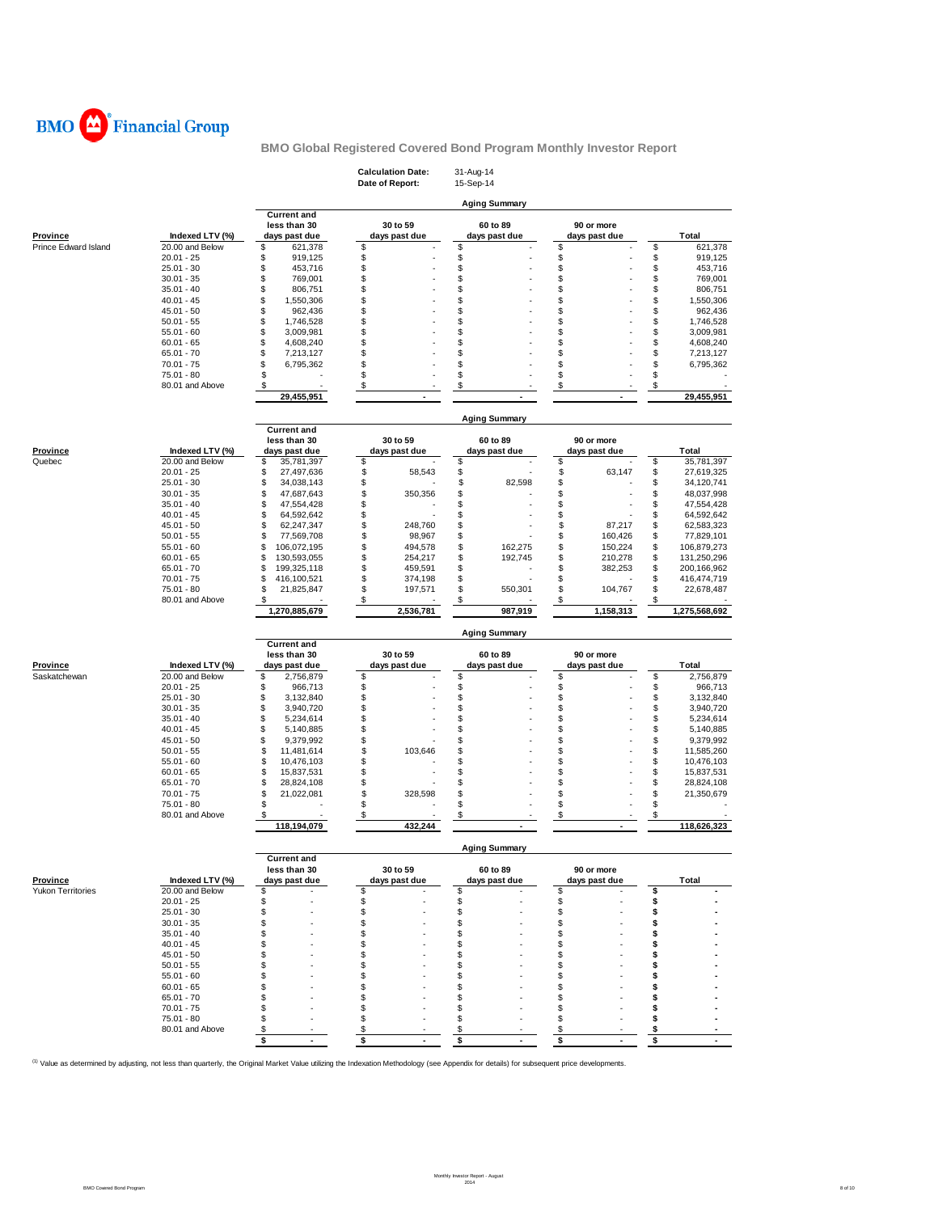BMO Financial Group

## BMO Global Registered Covered Bond Program Monthly Investor Report

**Calculation Date:** 31-Aug-14
**Date of Report:** 15-Sep-14

### Aging Summary

| Province | Indexed LTV (%) | Current and less than 30 days past due | 30 to 59 days past due | 60 to 89 days past due | 90 or more days past due | Total |
|---|---|---|---|---|---|---|
| Prince Edward Island | 20.00 and Below | $ 621,378 | $ - | $ - | $ - | $ 621,378 |
| | 20.01 - 25 | $ 919,125 | $ - | $ - | $ - | $ 919,125 |
| | 25.01 - 30 | $ 453,716 | $ - | $ - | $ - | $ 453,716 |
| | 30.01 - 35 | $ 769,001 | $ - | $ - | $ - | $ 769,001 |
| | 35.01 - 40 | $ 806,751 | $ - | $ - | $ - | $ 806,751 |
| | 40.01 - 45 | $ 1,550,306 | $ - | $ - | $ - | $ 1,550,306 |
| | 45.01 - 50 | $ 962,436 | $ - | $ - | $ - | $ 962,436 |
| | 50.01 - 55 | $ 1,746,528 | $ - | $ - | $ - | $ 1,746,528 |
| | 55.01 - 60 | $ 3,009,981 | $ - | $ - | $ - | $ 3,009,981 |
| | 60.01 - 65 | $ 4,608,240 | $ - | $ - | $ - | $ 4,608,240 |
| | 65.01 - 70 | $ 7,213,127 | $ - | $ - | $ - | $ 7,213,127 |
| | 70.01 - 75 | $ 6,795,362 | $ - | $ - | $ - | $ 6,795,362 |
| | 75.01 - 80 | $ - | $ - | $ - | $ - | $ - |
| | 80.01 and Above | $ - | $ - | $ - | $ - | $ - |
| | | **29,455,951** | **-** | **-** | **-** | **29,455,951** |

### Aging Summary

| Province | Indexed LTV (%) | Current and less than 30 days past due | 30 to 59 days past due | 60 to 89 days past due | 90 or more days past due | Total |
|---|---|---|---|---|---|---|
| Quebec | 20.00 and Below | $ 35,781,397 | $ - | $ - | $ - | $ 35,781,397 |
| | 20.01 - 25 | $ 27,497,636 | $ 58,543 | $ - | $ 63,147 | $ 27,619,325 |
| | 25.01 - 30 | $ 34,038,143 | $ - | $ 82,598 | $ - | $ 34,120,741 |
| | 30.01 - 35 | $ 47,687,643 | $ 350,356 | $ - | $ - | $ 48,037,998 |
| | 35.01 - 40 | $ 47,554,428 | $ - | $ - | $ - | $ 47,554,428 |
| | 40.01 - 45 | $ 64,592,642 | $ - | $ - | $ - | $ 64,592,642 |
| | 45.01 - 50 | $ 62,247,347 | $ 248,760 | $ - | $ 87,217 | $ 62,583,323 |
| | 50.01 - 55 | $ 77,569,708 | $ 98,967 | $ - | $ 160,426 | $ 77,829,101 |
| | 55.01 - 60 | $ 106,072,195 | $ 494,578 | $ 162,275 | $ 150,224 | $ 106,879,273 |
| | 60.01 - 65 | $ 130,593,055 | $ 254,217 | $ 192,745 | $ 210,278 | $ 131,250,296 |
| | 65.01 - 70 | $ 199,325,118 | $ 459,591 | $ - | $ 382,253 | $ 200,166,962 |
| | 70.01 - 75 | $ 416,100,521 | $ 374,198 | $ - | $ - | $ 416,474,719 |
| | 75.01 - 80 | $ 21,825,847 | $ 197,571 | $ 550,301 | $ 104,767 | $ 22,678,487 |
| | 80.01 and Above | $ - | $ - | $ - | $ - | $ - |
| | | **1,270,885,679** | **2,536,781** | **987,919** | **1,158,313** | **1,275,568,692** |

### Aging Summary

| Province | Indexed LTV (%) | Current and less than 30 days past due | 30 to 59 days past due | 60 to 89 days past due | 90 or more days past due | Total |
|---|---|---|---|---|---|---|
| Saskatchewan | 20.00 and Below | $ 2,756,879 | $ - | $ - | $ - | $ 2,756,879 |
| | 20.01 - 25 | $ 966,713 | $ - | $ - | $ - | $ 966,713 |
| | 25.01 - 30 | $ 3,132,840 | $ - | $ - | $ - | $ 3,132,840 |
| | 30.01 - 35 | $ 3,940,720 | $ - | $ - | $ - | $ 3,940,720 |
| | 35.01 - 40 | $ 5,234,614 | $ - | $ - | $ - | $ 5,234,614 |
| | 40.01 - 45 | $ 5,140,885 | $ - | $ - | $ - | $ 5,140,885 |
| | 45.01 - 50 | $ 9,379,992 | $ - | $ - | $ - | $ 9,379,992 |
| | 50.01 - 55 | $ 11,481,614 | $ 103,646 | $ - | $ - | $ 11,585,260 |
| | 55.01 - 60 | $ 10,476,103 | $ - | $ - | $ - | $ 10,476,103 |
| | 60.01 - 65 | $ 15,837,531 | $ - | $ - | $ - | $ 15,837,531 |
| | 65.01 - 70 | $ 28,824,108 | $ - | $ - | $ - | $ 28,824,108 |
| | 70.01 - 75 | $ 21,022,081 | $ 328,598 | $ - | $ - | $ 21,350,679 |
| | 75.01 - 80 | $ - | $ - | $ - | $ - | $ - |
| | 80.01 and Above | $ - | $ - | $ - | $ - | $ - |
| | | **118,194,079** | **432,244** | **-** | **-** | **118,626,323** |

### Aging Summary

| Province | Indexed LTV (%) | Current and less than 30 days past due | 30 to 59 days past due | 60 to 89 days past due | 90 or more days past due | Total |
|---|---|---|---|---|---|---|
| Yukon Territories | 20.00 and Below | $ - | $ - | $ - | $ - | $ - |
| | 20.01 - 25 | $ - | $ - | $ - | $ - | $ - |
| | 25.01 - 30 | $ - | $ - | $ - | $ - | $ - |
| | 30.01 - 35 | $ - | $ - | $ - | $ - | $ - |
| | 35.01 - 40 | $ - | $ - | $ - | $ - | $ - |
| | 40.01 - 45 | $ - | $ - | $ - | $ - | $ - |
| | 45.01 - 50 | $ - | $ - | $ - | $ - | $ - |
| | 50.01 - 55 | $ - | $ - | $ - | $ - | $ - |
| | 55.01 - 60 | $ - | $ - | $ - | $ - | $ - |
| | 60.01 - 65 | $ - | $ - | $ - | $ - | $ - |
| | 65.01 - 70 | $ - | $ - | $ - | $ - | $ - |
| | 70.01 - 75 | $ - | $ - | $ - | $ - | $ - |
| | 75.01 - 80 | $ - | $ - | $ - | $ - | $ - |
| | 80.01 and Above | $ - | $ - | $ - | $ - | $ - |
| | | **$ -** | **$ -** | **$ -** | **$ -** | **$ -** |

[1] Value as determined by adjusting, not less than quarterly, the Original Market Value utilizing the Indexation Methodology (see Appendix for details) for subsequent price developments.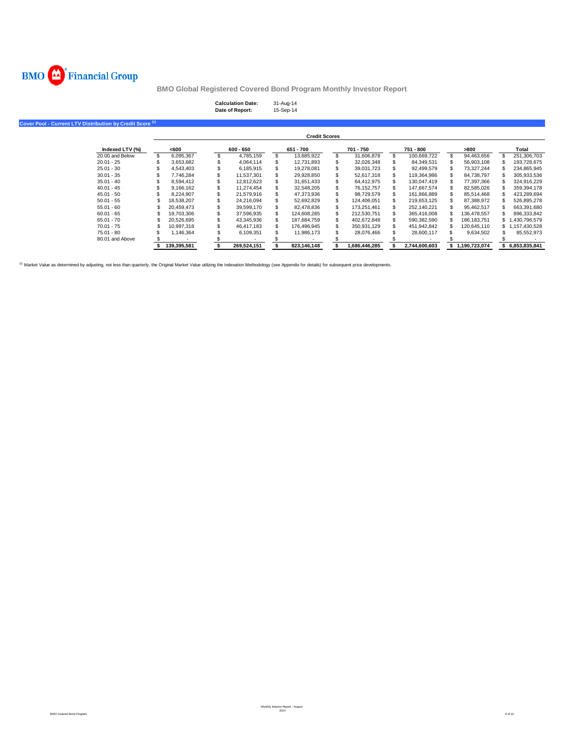# BMO Global Registered Covered Bond Program Monthly Investor Report

**Calculation Date:** 31-Aug-14
**Date of Report:** 15-Sep-14

## Cover Pool - Current LTV Distribution by Credit Score [(1)]

| | Credit Scores | | | | | | |
|---|---|---|---|---|---|---|---|
| **Indexed LTV (%)** | **<600** | **600 - 650** | **651 - 700** | **701 - 750** | **751 - 800** | **>800** | **Total** |
| 20.00 and Below | $ 6,095,367 | $ 4,785,159 | $ 13,685,922 | $ 31,606,878 | $ 100,669,722 | $ 94,463,656 | $ 251,306,703 |
| 20.01 - 25 | $ 3,653,682 | $ 4,064,114 | $ 12,731,893 | $ 32,026,348 | $ 84,349,531 | $ 56,903,108 | $ 193,728,675 |
| 25.01 - 30 | $ 4,543,403 | $ 6,185,915 | $ 19,278,081 | $ 39,031,723 | $ 92,499,579 | $ 73,327,244 | $ 234,865,945 |
| 30.01 - 35 | $ 7,746,284 | $ 11,537,301 | $ 29,928,850 | $ 52,617,318 | $ 119,364,986 | $ 84,738,797 | $ 305,933,536 |
| 35.01 - 40 | $ 8,594,412 | $ 12,812,623 | $ 31,651,433 | $ 64,412,975 | $ 130,047,419 | $ 77,397,366 | $ 324,916,229 |
| 40.01 - 45 | $ 9,166,162 | $ 11,274,454 | $ 32,548,205 | $ 76,152,757 | $ 147,667,574 | $ 82,585,026 | $ 359,394,178 |
| 45.01 - 50 | $ 8,224,907 | $ 21,579,916 | $ 47,373,936 | $ 98,729,579 | $ 161,866,889 | $ 85,514,468 | $ 423,289,694 |
| 50.01 - 55 | $ 18,538,207 | $ 24,216,094 | $ 52,692,829 | $ 124,406,051 | $ 219,653,125 | $ 87,388,972 | $ 526,895,278 |
| 55.01 - 60 | $ 20,459,473 | $ 39,599,170 | $ 82,478,836 | $ 173,251,461 | $ 252,140,221 | $ 95,462,517 | $ 663,391,680 |
| 60.01 - 65 | $ 19,703,306 | $ 37,596,935 | $ 124,608,285 | $ 212,530,751 | $ 365,416,008 | $ 136,478,557 | $ 896,333,842 |
| 65.01 - 70 | $ 20,526,695 | $ 43,345,936 | $ 187,684,759 | $ 402,672,848 | $ 590,382,590 | $ 186,183,751 | $ 1,430,796,579 |
| 70.01 - 75 | $ 10,997,318 | $ 46,417,183 | $ 176,496,945 | $ 350,931,129 | $ 451,942,842 | $ 120,645,110 | $ 1,157,430,528 |
| 75.01 - 80 | $ 1,146,364 | $ 6,109,351 | $ 11,986,173 | $ 28,076,466 | $ 28,600,117 | $ 9,634,502 | $ 85,552,973 |
| 80.01 and Above | $ - | $ - | $ - | $ - | $ - | $ - | $ - |
| | **$ 139,395,581** | **$ 269,524,151** | **$ 823,146,148** | **$ 1,686,446,285** | **$ 2,744,600,603** | **$ 1,190,723,074** | **$ 6,853,835,841** |

[(1)] Market Value as determined by adjusting, not less than quarterly, the Original Market Value utilizing the Indexation Methodology (see Appendix for details) for subsequent price developments.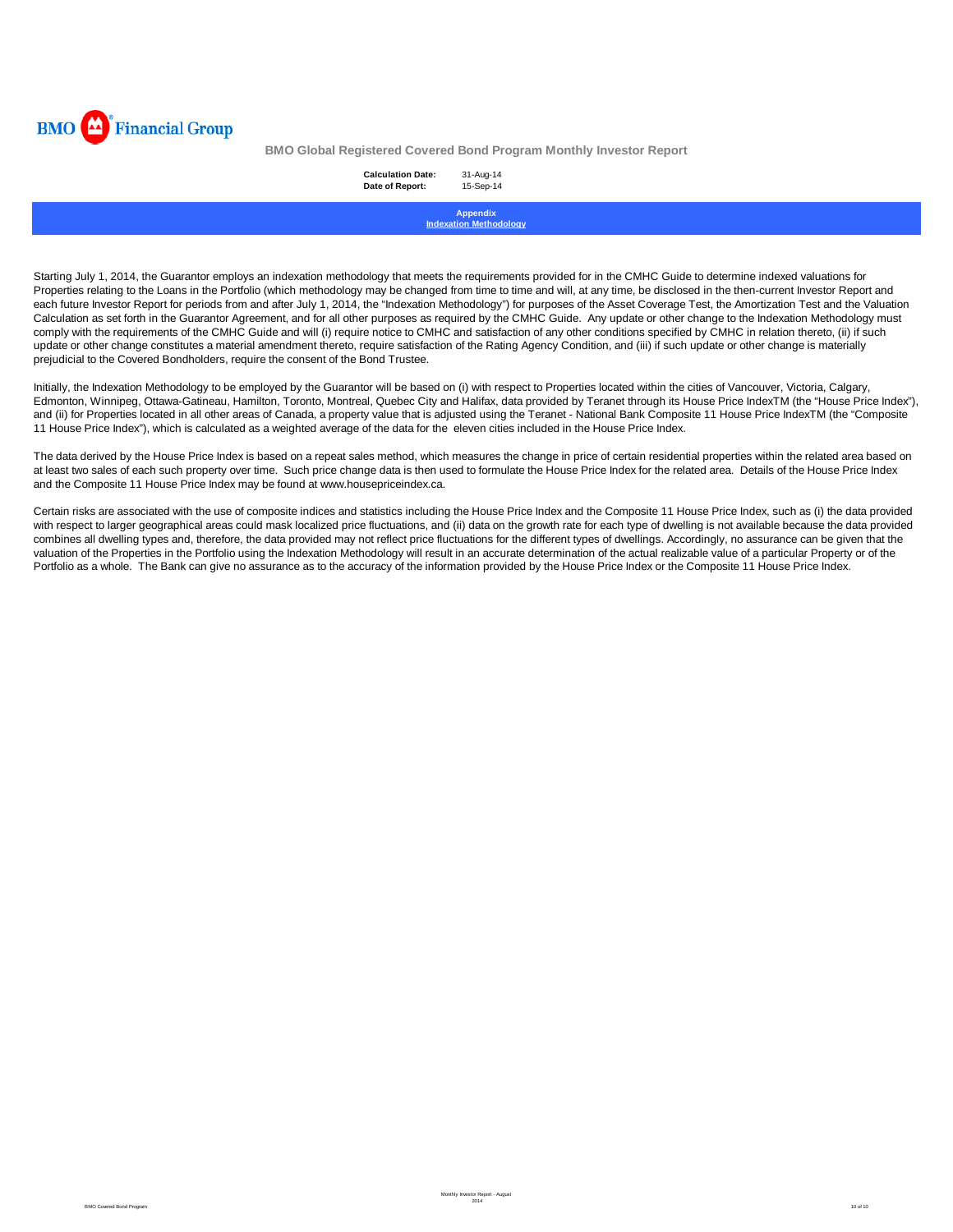**BMO Financial Group**

## BMO Global Registered Covered Bond Program Monthly Investor Report

| | |
|---|---|
| **Calculation Date:** | 31-Aug-14 |
| **Date of Report:** | 15-Sep-14 |

### Appendix
### Indexation Methodology

Starting July 1, 2014, the Guarantor employs an indexation methodology that meets the requirements provided for in the CMHC Guide to determine indexed valuations for Properties relating to the Loans in the Portfolio (which methodology may be changed from time to time and will, at any time, be disclosed in the then-current Investor Report and each future Investor Report for periods from and after July 1, 2014, the "Indexation Methodology") for purposes of the Asset Coverage Test, the Amortization Test and the Valuation Calculation as set forth in the Guarantor Agreement, and for all other purposes as required by the CMHC Guide. Any update or other change to the Indexation Methodology must comply with the requirements of the CMHC Guide and will (i) require notice to CMHC and satisfaction of any other conditions specified by CMHC in relation thereto, (ii) if such update or other change constitutes a material amendment thereto, require satisfaction of the Rating Agency Condition, and (iii) if such update or other change is materially prejudicial to the Covered Bondholders, require the consent of the Bond Trustee.

Initially, the Indexation Methodology to be employed by the Guarantor will be based on (i) with respect to Properties located within the cities of Vancouver, Victoria, Calgary, Edmonton, Winnipeg, Ottawa-Gatineau, Hamilton, Toronto, Montreal, Quebec City and Halifax, data provided by Teranet through its House Price IndexTM (the "House Price Index"), and (ii) for Properties located in all other areas of Canada, a property value that is adjusted using the Teranet - National Bank Composite 11 House Price IndexTM (the "Composite 11 House Price Index"), which is calculated as a weighted average of the data for the eleven cities included in the House Price Index.

The data derived by the House Price Index is based on a repeat sales method, which measures the change in price of certain residential properties within the related area based on at least two sales of each such property over time. Such price change data is then used to formulate the House Price Index for the related area. Details of the House Price Index and the Composite 11 House Price Index may be found at www.housepriceindex.ca.

Certain risks are associated with the use of composite indices and statistics including the House Price Index and the Composite 11 House Price Index, such as (i) the data provided with respect to larger geographical areas could mask localized price fluctuations, and (ii) data on the growth rate for each type of dwelling is not available because the data provided combines all dwelling types and, therefore, the data provided may not reflect price fluctuations for the different types of dwellings. Accordingly, no assurance can be given that the valuation of the Properties in the Portfolio using the Indexation Methodology will result in an accurate determination of the actual realizable value of a particular Property or of the Portfolio as a whole. The Bank can give no assurance as to the accuracy of the information provided by the House Price Index or the Composite 11 House Price Index.